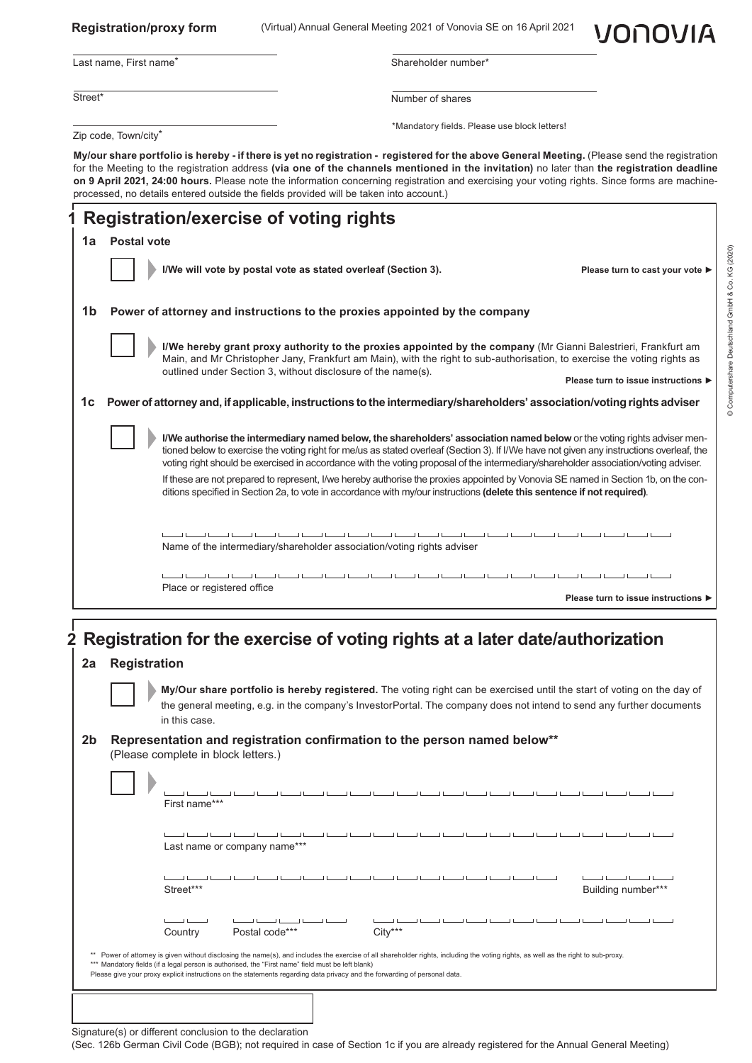**Registration/proxy form** (Virtual) Annual General Meeting 2021 of Vonovia SE on 16 April 2021

VONOVIA

Last name, First name*

Shareholder number*

Street*

Number of shares

Zip code, Town/city*

*Mandatory fields. Please use block letters!

**My/our share portfolio is hereby - if there is yet no registration - registered for the above General Meeting.** (Please send the registration for the Meeting to the registration address **(via one of the channels mentioned in the invitation)** no later than **the registration deadline on 9 April 2021, 24:00 hours.** Please note the information concerning registration and exercising your voting rights. Since forms are machine-processed, no details entered outside the fields provided will be taken into account.)

# 1 Registration/exercise of voting rights

## 1a Postal vote

☐ **I/We will vote by postal vote as stated overleaf (Section 3).** **Please turn to cast your vote ►**

## 1b Power of attorney and instructions to the proxies appointed by the company

☐ **I/We hereby grant proxy authority to the proxies appointed by the company** (Mr Gianni Balestrieri, Frankfurt am Main, and Mr Christopher Jany, Frankfurt am Main), with the right to sub-authorisation, to exercise the voting rights as outlined under Section 3, without disclosure of the name(s). **Please turn to issue instructions ►**

## 1c Power of attorney and, if applicable, instructions to the intermediary/shareholders' association/voting rights adviser

☐ **I/We authorise the intermediary named below, the shareholders' association named below** or the voting rights adviser mentioned below to exercise the voting right for me/us as stated overleaf (Section 3). If I/We have not given any instructions overleaf, the voting right should be exercised in accordance with the voting proposal of the intermediary/shareholder association/voting adviser.

If these are not prepared to represent, I/we hereby authorise the proxies appointed by Vonovia SE named in Section 1b, on the conditions specified in Section 2a, to vote in accordance with my/our instructions **(delete this sentence if not required)**.

Name of the intermediary/shareholder association/voting rights adviser

Place or registered office

**Please turn to issue instructions ►**

# 2 Registration for the exercise of voting rights at a later date/authorization

## 2a Registration

☐ **My/Our share portfolio is hereby registered.** The voting right can be exercised until the start of voting on the day of the general meeting, e.g. in the company's InvestorPortal. The company does not intend to send any further documents in this case.

## 2b Representation and registration confirmation to the person named below**

(Please complete in block letters.)

☐

First name***

Last name or company name***

Street*** Building number***

Country Postal code*** City***

** Power of attorney is given without disclosing the name(s), and includes the exercise of all shareholder rights, including the voting rights, as well as the right to sub-proxy.
*** Mandatory fields (if a legal person is authorised, the "First name" field must be left blank)
Please give your proxy explicit instructions on the statements regarding data privacy and the forwarding of personal data.

Signature(s) or different conclusion to the declaration
(Sec. 126b German Civil Code (BGB); not required in case of Section 1c if you are already registered for the Annual General Meeting)

© Computershare Deutschland GmbH & Co. KG (2020)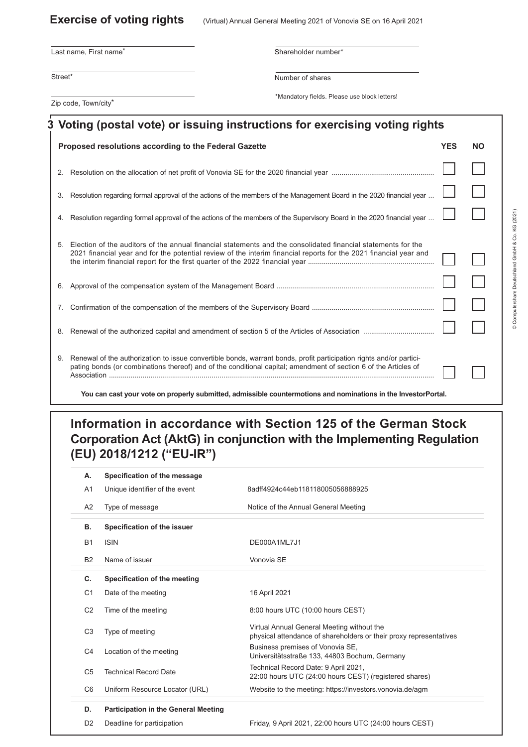## Exercise of voting rights

(Virtual) Annual General Meeting 2021 of Vonovia SE on 16 April 2021

Last name, First name*

Street*

Zip code, Town/city*

Shareholder number*

Number of shares

*Mandatory fields. Please use block letters!

## 3 Voting (postal vote) or issuing instructions for exercising voting rights

| Proposed resolutions according to the Federal Gazette | YES | NO |
|---|---|---|
| 2. Resolution on the allocation of net profit of Vonovia SE for the 2020 financial year | ☐ | ☐ |
| 3. Resolution regarding formal approval of the actions of the members of the Management Board in the 2020 financial year | ☐ | ☐ |
| 4. Resolution regarding formal approval of the actions of the members of the Supervisory Board in the 2020 financial year | ☐ | ☐ |
| 5. Election of the auditors of the annual financial statements and the consolidated financial statements for the 2021 financial year and for the potential review of the interim financial reports for the 2021 financial year and the interim financial report for the first quarter of the 2022 financial year | ☐ | ☐ |
| 6. Approval of the compensation system of the Management Board | ☐ | ☐ |
| 7. Confirmation of the compensation of the members of the Supervisory Board | ☐ | ☐ |
| 8. Renewal of the authorized capital and amendment of section 5 of the Articles of Association | ☐ | ☐ |
| 9. Renewal of the authorization to issue convertible bonds, warrant bonds, profit participation rights and/or participating bonds (or combinations thereof) and of the conditional capital; amendment of section 6 of the Articles of Association | ☐ | ☐ |

**You can cast your vote on properly submitted, admissible countermotions and nominations in the InvestorPortal.**

## Information in accordance with Section 125 of the German Stock Corporation Act (AktG) in conjunction with the Implementing Regulation (EU) 2018/1212 ("EU-IR")

| | | |
|---|---|---|
| **A.** | **Specification of the message** | |
| A1 | Unique identifier of the event | 8adff4924c44eb118118005056888925 |
| A2 | Type of message | Notice of the Annual General Meeting |
| **B.** | **Specification of the issuer** | |
| B1 | ISIN | DE000A1ML7J1 |
| B2 | Name of issuer | Vonovia SE |
| **C.** | **Specification of the meeting** | |
| C1 | Date of the meeting | 16 April 2021 |
| C2 | Time of the meeting | 8:00 hours UTC (10:00 hours CEST) |
| C3 | Type of meeting | Virtual Annual General Meeting without the physical attendance of shareholders or their proxy representatives |
| C4 | Location of the meeting | Business premises of Vonovia SE, Universitätsstraße 133, 44803 Bochum, Germany |
| C5 | Technical Record Date | Technical Record Date: 9 April 2021, 22:00 hours UTC (24:00 hours CEST) (registered shares) |
| C6 | Uniform Resource Locator (URL) | Website to the meeting: https://investors.vonovia.de/agm |
| **D.** | **Participation in the General Meeting** | |
| D2 | Deadline for participation | Friday, 9 April 2021, 22:00 hours UTC (24:00 hours CEST) |

© Computershare Deutschland GmbH & Co. KG (2021)